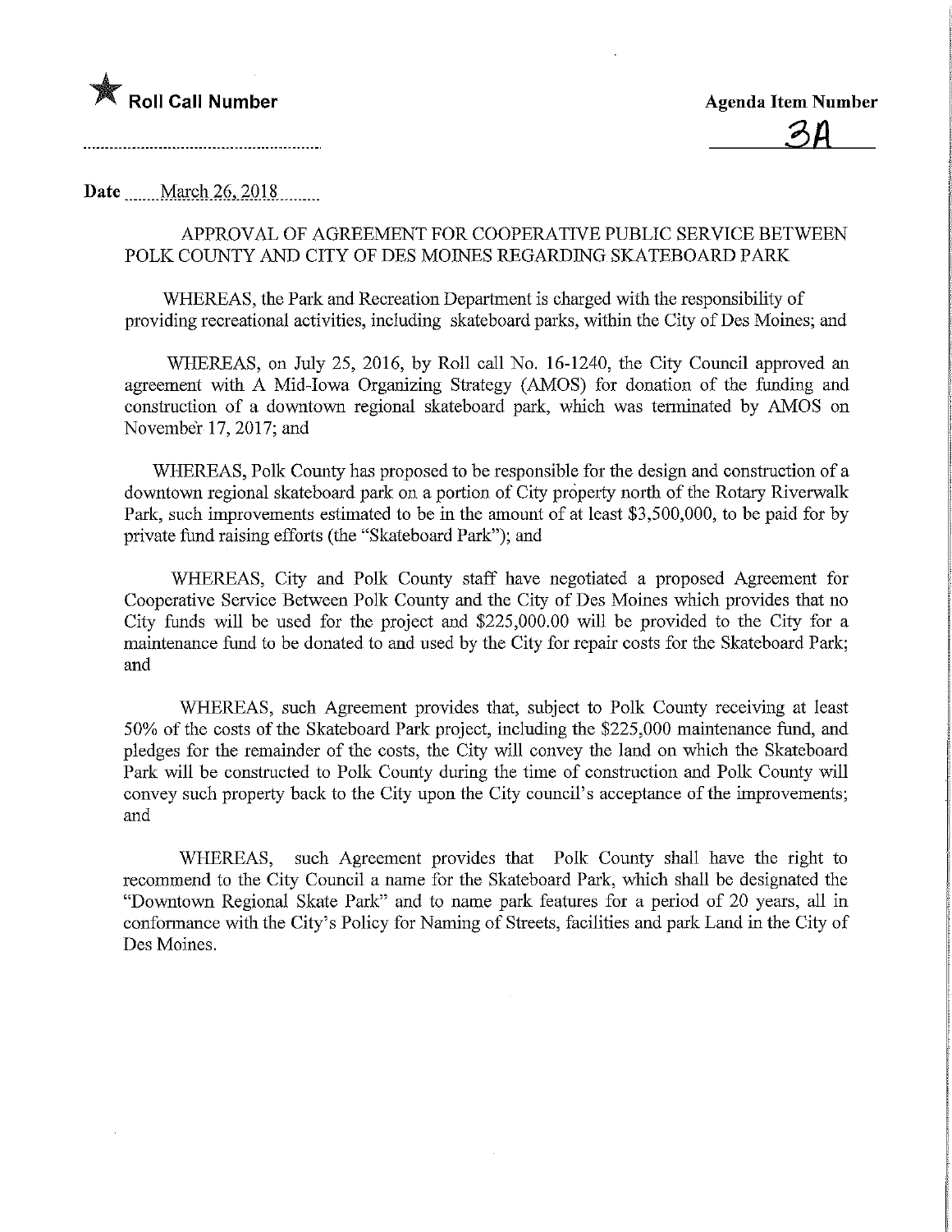**Roll Call Number**

**Agenda Item Number**

3A

Date March 26, 2018

APPROVAL OF AGREEMENT FOR COOPERATIVE PUBLIC SERVICE BETWEEN POLK COUNTY AND CITY OF DES MOINES REGARDING SKATEBOARD PARK

WHEREAS, the Park and Recreation Department is charged with the responsibility of providing recreational activities, including skateboard parks, within the City of Des Moines; and

WHEREAS, on July 25, 2016, by Roll call No. 16-1240, the City Council approved an agreement with A Mid-Iowa Organizing Strategy (AMOS) for donation of the funding and construction of a downtown regional skateboard park, which was terminated by AMOS on November 17, 2017; and

WHEREAS, Polk County has proposed to be responsible for the design and construction of a downtown regional skateboard park on a portion of City property north of the Rotary Riverwalk Park, such improvements estimated to be in the amount of at least $3,500,000, to be paid for by private fund raising efforts (the "Skateboard Park"); and

WHEREAS, City and Polk County staff have negotiated a proposed Agreement for Cooperative Service Between Polk County and the City of Des Moines which provides that no City funds will be used for the project and $225,000.00 will be provided to the City for a maintenance fund to be donated to and used by the City for repair costs for the Skateboard Park; and

WHEREAS, such Agreement provides that, subject to Polk County receiving at least 50% of the costs of the Skateboard Park project, including the $225,000 maintenance fund, and pledges for the remainder of the costs, the City will convey the land on which the Skateboard Park will be constructed to Polk County during the time of construction and Polk County will convey such property back to the City upon the City council's acceptance of the improvements; and

WHEREAS, such Agreement provides that Polk County shall have the right to recommend to the City Council a name for the Skateboard Park, which shall be designated the "Downtown Regional Skate Park" and to name park features for a period of 20 years, all in conformance with the City's Policy for Naming of Streets, facilities and park Land in the City of Des Moines.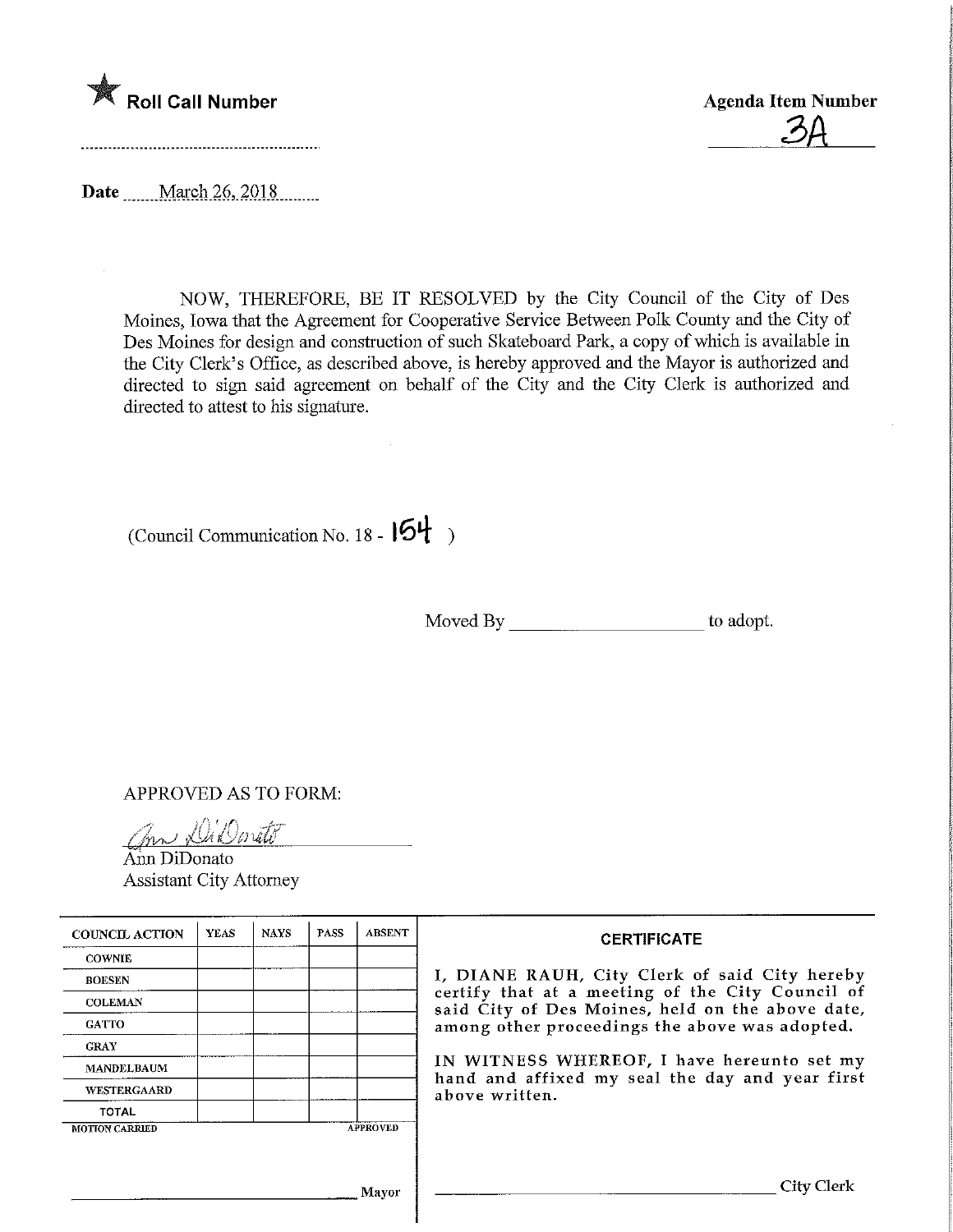★ **Roll Call Number**

..........................................................

**Agenda Item Number**

3A

**Date** March 26, 2018

NOW, THEREFORE, BE IT RESOLVED by the City Council of the City of Des Moines, Iowa that the Agreement for Cooperative Service Between Polk County and the City of Des Moines for design and construction of such Skateboard Park, a copy of which is available in the City Clerk's Office, as described above, is hereby approved and the Mayor is authorized and directed to sign said agreement on behalf of the City and the City Clerk is authorized and directed to attest to his signature.

(Council Communication No. 18 - 154 )

Moved By ____________________ to adopt.

APPROVED AS TO FORM:

Ann DiDonato
Ann DiDonato
Assistant City Attorney

| COUNCIL ACTION | YEAS | NAYS | PASS | ABSENT |
| --- | --- | --- | --- | --- |
| COWNIE | | | | |
| BOESEN | | | | |
| COLEMAN | | | | |
| GATTO | | | | |
| GRAY | | | | |
| MANDELBAUM | | | | |
| WESTERGAARD | | | | |
| TOTAL | | | | |
| MOTION CARRIED | | | | APPROVED |

______________________________ Mayor

**CERTIFICATE**

I, DIANE RAUH, City Clerk of said City hereby certify that at a meeting of the City Council of said City of Des Moines, held on the above date, among other proceedings the above was adopted.

IN WITNESS WHEREOF, I have hereunto set my hand and affixed my seal the day and year first above written.

______________________________ City Clerk